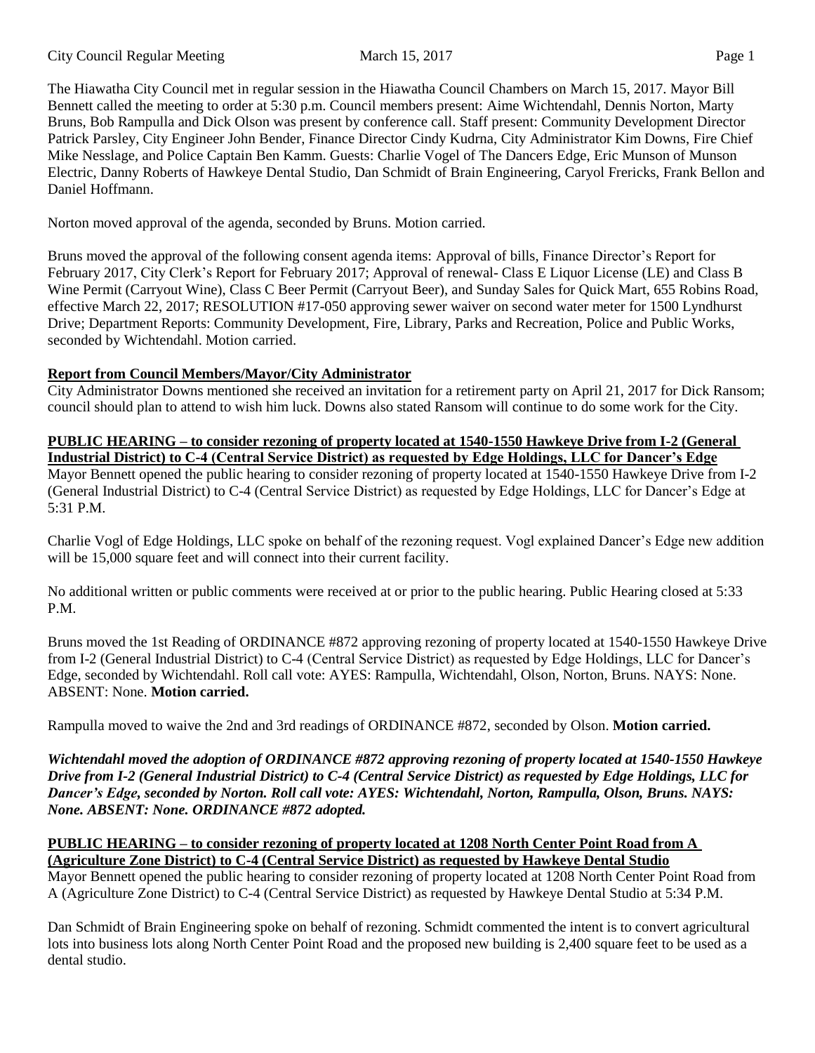The Hiawatha City Council met in regular session in the Hiawatha Council Chambers on March 15, 2017. Mayor Bill Bennett called the meeting to order at 5:30 p.m. Council members present: Aime Wichtendahl, Dennis Norton, Marty Bruns, Bob Rampulla and Dick Olson was present by conference call. Staff present: Community Development Director Patrick Parsley, City Engineer John Bender, Finance Director Cindy Kudrna, City Administrator Kim Downs, Fire Chief Mike Nesslage, and Police Captain Ben Kamm. Guests: Charlie Vogel of The Dancers Edge, Eric Munson of Munson Electric, Danny Roberts of Hawkeye Dental Studio, Dan Schmidt of Brain Engineering, Caryol Frericks, Frank Bellon and Daniel Hoffmann.

Norton moved approval of the agenda, seconded by Bruns. Motion carried.

Bruns moved the approval of the following consent agenda items: Approval of bills, Finance Director's Report for February 2017, City Clerk's Report for February 2017; Approval of renewal- Class E Liquor License (LE) and Class B Wine Permit (Carryout Wine), Class C Beer Permit (Carryout Beer), and Sunday Sales for Quick Mart, 655 Robins Road, effective March 22, 2017; RESOLUTION #17-050 approving sewer waiver on second water meter for 1500 Lyndhurst Drive; Department Reports: Community Development, Fire, Library, Parks and Recreation, Police and Public Works, seconded by Wichtendahl. Motion carried.

**Report from Council Members/Mayor/City Administrator**

City Administrator Downs mentioned she received an invitation for a retirement party on April 21, 2017 for Dick Ransom; council should plan to attend to wish him luck. Downs also stated Ransom will continue to do some work for the City.

**PUBLIC HEARING – to consider rezoning of property located at 1540-1550 Hawkeye Drive from I-2 (General Industrial District) to C-4 (Central Service District) as requested by Edge Holdings, LLC for Dancer's Edge**

Mayor Bennett opened the public hearing to consider rezoning of property located at 1540-1550 Hawkeye Drive from I-2 (General Industrial District) to C-4 (Central Service District) as requested by Edge Holdings, LLC for Dancer's Edge at 5:31 P.M.

Charlie Vogl of Edge Holdings, LLC spoke on behalf of the rezoning request. Vogl explained Dancer's Edge new addition will be 15,000 square feet and will connect into their current facility.

No additional written or public comments were received at or prior to the public hearing. Public Hearing closed at 5:33 P.M.

Bruns moved the 1st Reading of ORDINANCE #872 approving rezoning of property located at 1540-1550 Hawkeye Drive from I-2 (General Industrial District) to C-4 (Central Service District) as requested by Edge Holdings, LLC for Dancer's Edge, seconded by Wichtendahl. Roll call vote: AYES: Rampulla, Wichtendahl, Olson, Norton, Bruns. NAYS: None. ABSENT: None. **Motion carried.**

Rampulla moved to waive the 2nd and 3rd readings of ORDINANCE #872, seconded by Olson. **Motion carried.**

***Wichtendahl moved the adoption of ORDINANCE #872 approving rezoning of property located at 1540-1550 Hawkeye Drive from I-2 (General Industrial District) to C-4 (Central Service District) as requested by Edge Holdings, LLC for Dancer's Edge, seconded by Norton. Roll call vote: AYES: Wichtendahl, Norton, Rampulla, Olson, Bruns. NAYS: None. ABSENT: None. ORDINANCE #872 adopted.***

**PUBLIC HEARING – to consider rezoning of property located at 1208 North Center Point Road from A (Agriculture Zone District) to C-4 (Central Service District) as requested by Hawkeye Dental Studio**

Mayor Bennett opened the public hearing to consider rezoning of property located at 1208 North Center Point Road from A (Agriculture Zone District) to C-4 (Central Service District) as requested by Hawkeye Dental Studio at 5:34 P.M.

Dan Schmidt of Brain Engineering spoke on behalf of rezoning. Schmidt commented the intent is to convert agricultural lots into business lots along North Center Point Road and the proposed new building is 2,400 square feet to be used as a dental studio.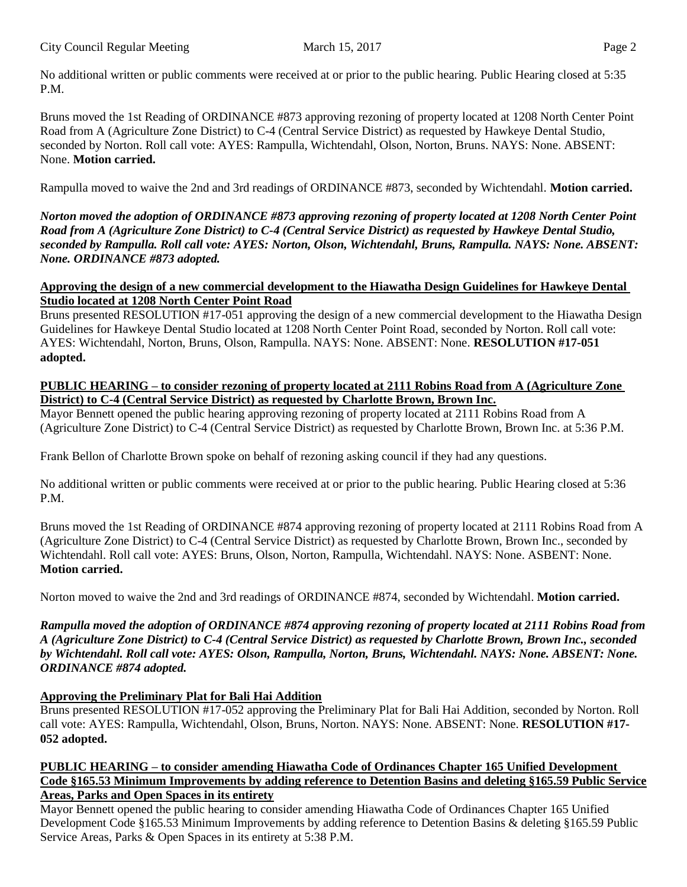No additional written or public comments were received at or prior to the public hearing. Public Hearing closed at 5:35 P.M.

Bruns moved the 1st Reading of ORDINANCE #873 approving rezoning of property located at 1208 North Center Point Road from A (Agriculture Zone District) to C-4 (Central Service District) as requested by Hawkeye Dental Studio, seconded by Norton. Roll call vote: AYES: Rampulla, Wichtendahl, Olson, Norton, Bruns. NAYS: None. ABSENT: None. **Motion carried.**

Rampulla moved to waive the 2nd and 3rd readings of ORDINANCE #873, seconded by Wichtendahl. **Motion carried.**

***Norton moved the adoption of ORDINANCE #873 approving rezoning of property located at 1208 North Center Point Road from A (Agriculture Zone District) to C-4 (Central Service District) as requested by Hawkeye Dental Studio, seconded by Rampulla. Roll call vote: AYES: Norton, Olson, Wichtendahl, Bruns, Rampulla. NAYS: None. ABSENT: None. ORDINANCE #873 adopted.***

**Approving the design of a new commercial development to the Hiawatha Design Guidelines for Hawkeye Dental Studio located at 1208 North Center Point Road**

Bruns presented RESOLUTION #17-051 approving the design of a new commercial development to the Hiawatha Design Guidelines for Hawkeye Dental Studio located at 1208 North Center Point Road, seconded by Norton. Roll call vote: AYES: Wichtendahl, Norton, Bruns, Olson, Rampulla. NAYS: None. ABSENT: None. **RESOLUTION #17-051 adopted.**

**PUBLIC HEARING – to consider rezoning of property located at 2111 Robins Road from A (Agriculture Zone District) to C-4 (Central Service District) as requested by Charlotte Brown, Brown Inc.**

Mayor Bennett opened the public hearing approving rezoning of property located at 2111 Robins Road from A (Agriculture Zone District) to C-4 (Central Service District) as requested by Charlotte Brown, Brown Inc. at 5:36 P.M.

Frank Bellon of Charlotte Brown spoke on behalf of rezoning asking council if they had any questions.

No additional written or public comments were received at or prior to the public hearing. Public Hearing closed at 5:36 P.M.

Bruns moved the 1st Reading of ORDINANCE #874 approving rezoning of property located at 2111 Robins Road from A (Agriculture Zone District) to C-4 (Central Service District) as requested by Charlotte Brown, Brown Inc., seconded by Wichtendahl. Roll call vote: AYES: Bruns, Olson, Norton, Rampulla, Wichtendahl. NAYS: None. ASBENT: None. **Motion carried.**

Norton moved to waive the 2nd and 3rd readings of ORDINANCE #874, seconded by Wichtendahl. **Motion carried.**

***Rampulla moved the adoption of ORDINANCE #874 approving rezoning of property located at 2111 Robins Road from A (Agriculture Zone District) to C-4 (Central Service District) as requested by Charlotte Brown, Brown Inc., seconded by Wichtendahl. Roll call vote: AYES: Olson, Rampulla, Norton, Bruns, Wichtendahl. NAYS: None. ABSENT: None. ORDINANCE #874 adopted.***

**Approving the Preliminary Plat for Bali Hai Addition**

Bruns presented RESOLUTION #17-052 approving the Preliminary Plat for Bali Hai Addition, seconded by Norton. Roll call vote: AYES: Rampulla, Wichtendahl, Olson, Bruns, Norton. NAYS: None. ABSENT: None. **RESOLUTION #17-052 adopted.**

**PUBLIC HEARING – to consider amending Hiawatha Code of Ordinances Chapter 165 Unified Development Code §165.53 Minimum Improvements by adding reference to Detention Basins and deleting §165.59 Public Service Areas, Parks and Open Spaces in its entirety**

Mayor Bennett opened the public hearing to consider amending Hiawatha Code of Ordinances Chapter 165 Unified Development Code §165.53 Minimum Improvements by adding reference to Detention Basins & deleting §165.59 Public Service Areas, Parks & Open Spaces in its entirety at 5:38 P.M.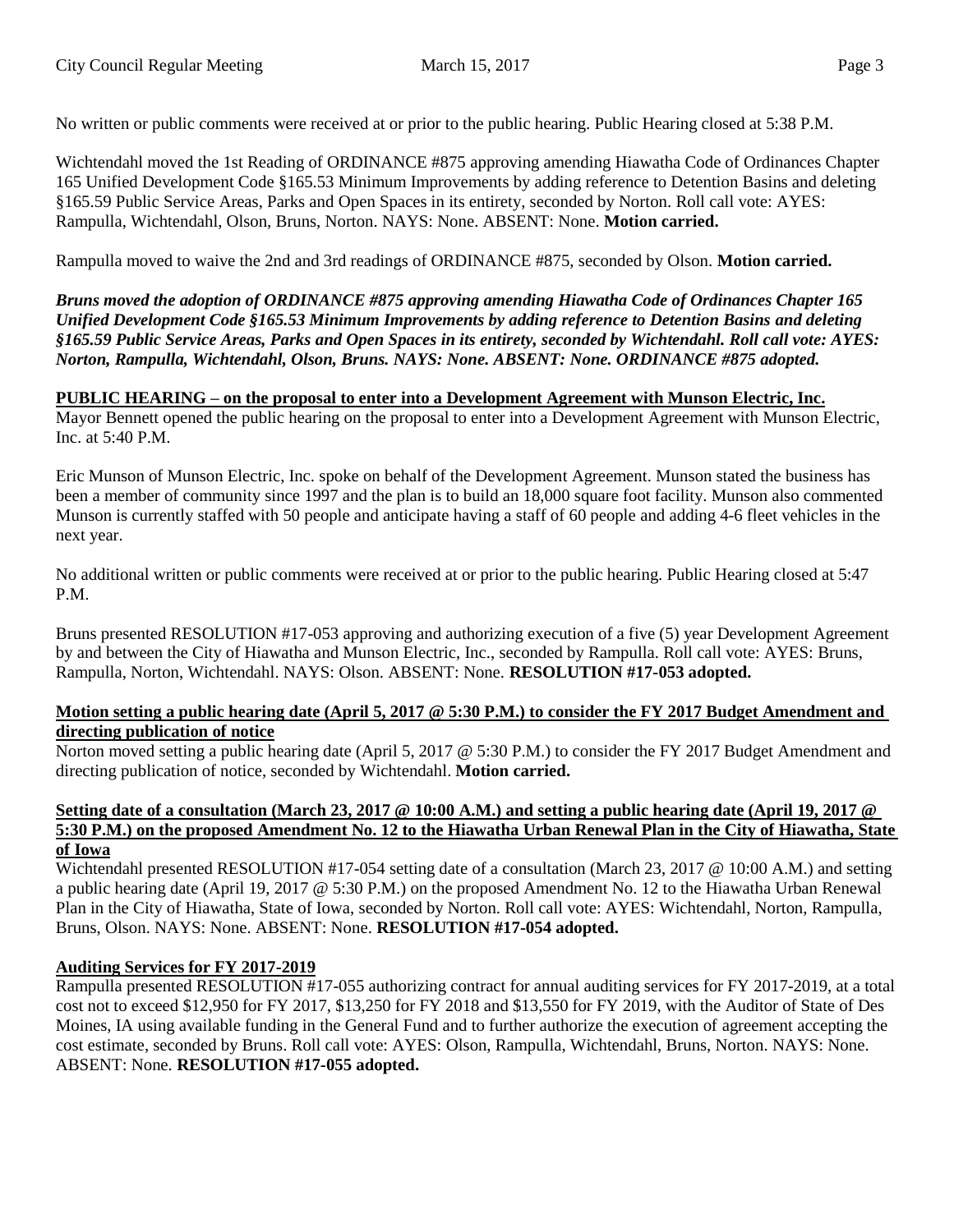No written or public comments were received at or prior to the public hearing. Public Hearing closed at 5:38 P.M.

Wichtendahl moved the 1st Reading of ORDINANCE #875 approving amending Hiawatha Code of Ordinances Chapter 165 Unified Development Code §165.53 Minimum Improvements by adding reference to Detention Basins and deleting §165.59 Public Service Areas, Parks and Open Spaces in its entirety, seconded by Norton. Roll call vote: AYES: Rampulla, Wichtendahl, Olson, Bruns, Norton. NAYS: None. ABSENT: None. **Motion carried.**

Rampulla moved to waive the 2nd and 3rd readings of ORDINANCE #875, seconded by Olson. **Motion carried.**

***Bruns moved the adoption of ORDINANCE #875 approving amending Hiawatha Code of Ordinances Chapter 165 Unified Development Code §165.53 Minimum Improvements by adding reference to Detention Basins and deleting §165.59 Public Service Areas, Parks and Open Spaces in its entirety, seconded by Wichtendahl. Roll call vote: AYES: Norton, Rampulla, Wichtendahl, Olson, Bruns. NAYS: None. ABSENT: None. ORDINANCE #875 adopted.***

**PUBLIC HEARING – on the proposal to enter into a Development Agreement with Munson Electric, Inc.**

Mayor Bennett opened the public hearing on the proposal to enter into a Development Agreement with Munson Electric, Inc. at 5:40 P.M.

Eric Munson of Munson Electric, Inc. spoke on behalf of the Development Agreement. Munson stated the business has been a member of community since 1997 and the plan is to build an 18,000 square foot facility. Munson also commented Munson is currently staffed with 50 people and anticipate having a staff of 60 people and adding 4-6 fleet vehicles in the next year.

No additional written or public comments were received at or prior to the public hearing. Public Hearing closed at 5:47 P.M.

Bruns presented RESOLUTION #17-053 approving and authorizing execution of a five (5) year Development Agreement by and between the City of Hiawatha and Munson Electric, Inc., seconded by Rampulla. Roll call vote: AYES: Bruns, Rampulla, Norton, Wichtendahl. NAYS: Olson. ABSENT: None. **RESOLUTION #17-053 adopted.**

**Motion setting a public hearing date (April 5, 2017 @ 5:30 P.M.) to consider the FY 2017 Budget Amendment and directing publication of notice**

Norton moved setting a public hearing date (April 5, 2017 @ 5:30 P.M.) to consider the FY 2017 Budget Amendment and directing publication of notice, seconded by Wichtendahl. **Motion carried.**

**Setting date of a consultation (March 23, 2017 @ 10:00 A.M.) and setting a public hearing date (April 19, 2017 @ 5:30 P.M.) on the proposed Amendment No. 12 to the Hiawatha Urban Renewal Plan in the City of Hiawatha, State of Iowa**

Wichtendahl presented RESOLUTION #17-054 setting date of a consultation (March 23, 2017 @ 10:00 A.M.) and setting a public hearing date (April 19, 2017 @ 5:30 P.M.) on the proposed Amendment No. 12 to the Hiawatha Urban Renewal Plan in the City of Hiawatha, State of Iowa, seconded by Norton. Roll call vote: AYES: Wichtendahl, Norton, Rampulla, Bruns, Olson. NAYS: None. ABSENT: None. **RESOLUTION #17-054 adopted.**

**Auditing Services for FY 2017-2019**

Rampulla presented RESOLUTION #17-055 authorizing contract for annual auditing services for FY 2017-2019, at a total cost not to exceed $12,950 for FY 2017, $13,250 for FY 2018 and $13,550 for FY 2019, with the Auditor of State of Des Moines, IA using available funding in the General Fund and to further authorize the execution of agreement accepting the cost estimate, seconded by Bruns. Roll call vote: AYES: Olson, Rampulla, Wichtendahl, Bruns, Norton. NAYS: None. ABSENT: None. **RESOLUTION #17-055 adopted.**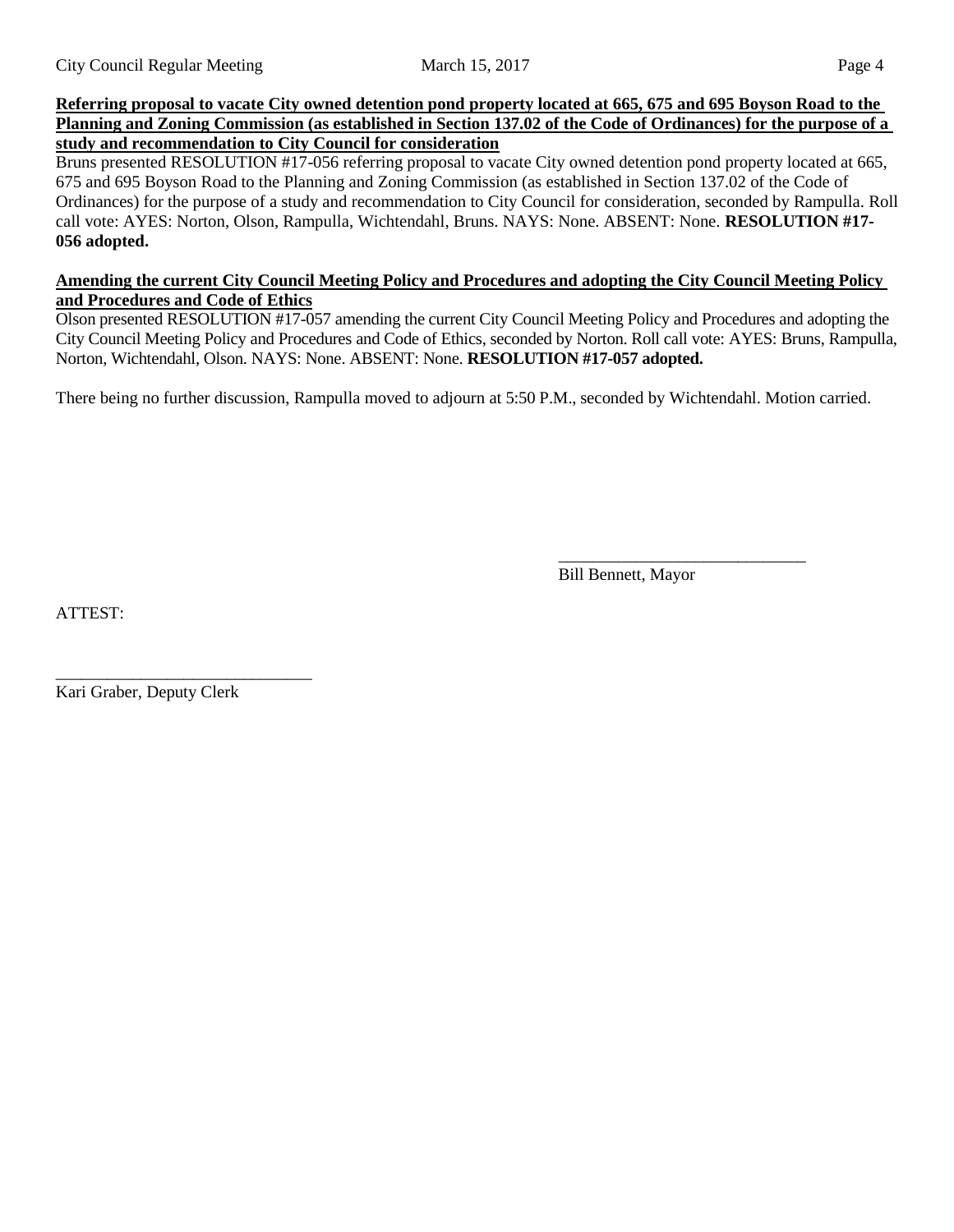**Referring proposal to vacate City owned detention pond property located at 665, 675 and 695 Boyson Road to the Planning and Zoning Commission (as established in Section 137.02 of the Code of Ordinances) for the purpose of a study and recommendation to City Council for consideration**

Bruns presented RESOLUTION #17-056 referring proposal to vacate City owned detention pond property located at 665, 675 and 695 Boyson Road to the Planning and Zoning Commission (as established in Section 137.02 of the Code of Ordinances) for the purpose of a study and recommendation to City Council for consideration, seconded by Rampulla. Roll call vote: AYES: Norton, Olson, Rampulla, Wichtendahl, Bruns. NAYS: None. ABSENT: None. **RESOLUTION #17-056 adopted.**

**Amending the current City Council Meeting Policy and Procedures and adopting the City Council Meeting Policy and Procedures and Code of Ethics**

Olson presented RESOLUTION #17-057 amending the current City Council Meeting Policy and Procedures and adopting the City Council Meeting Policy and Procedures and Code of Ethics, seconded by Norton. Roll call vote: AYES: Bruns, Rampulla, Norton, Wichtendahl, Olson. NAYS: None. ABSENT: None. **RESOLUTION #17-057 adopted.**

There being no further discussion, Rampulla moved to adjourn at 5:50 P.M., seconded by Wichtendahl. Motion carried.

\_\_\_\_\_\_\_\_\_\_\_\_\_\_\_\_\_\_\_\_\_\_\_\_\_\_\_\_\_\_
Bill Bennett, Mayor

ATTEST:

\_\_\_\_\_\_\_\_\_\_\_\_\_\_\_\_\_\_\_\_\_\_\_\_\_\_\_\_\_\_
Kari Graber, Deputy Clerk